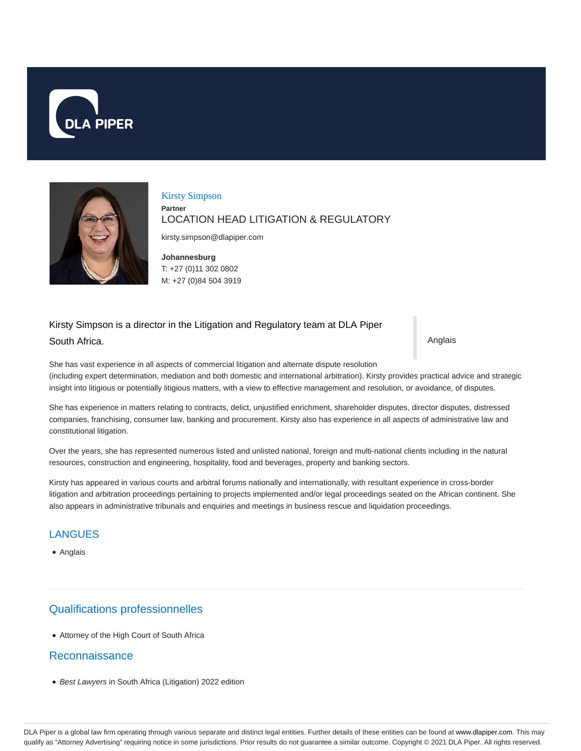DLA PIPER

## Kirsty Simpson

**Partner**

LOCATION HEAD LITIGATION & REGULATORY

kirsty.simpson@dlapiper.com

**Johannesburg**
T: +27 (0)11 302 0802
M: +27 (0)84 504 3919

Kirsty Simpson is a director in the Litigation and Regulatory team at DLA Piper South Africa.

Anglais

She has vast experience in all aspects of commercial litigation and alternate dispute resolution (including expert determination, mediation and both domestic and international arbitration). Kirsty provides practical advice and strategic insight into litigious or potentially litigious matters, with a view to effective management and resolution, or avoidance, of disputes.

She has experience in matters relating to contracts, delict, unjustified enrichment, shareholder disputes, director disputes, distressed companies, franchising, consumer law, banking and procurement. Kirsty also has experience in all aspects of administrative law and constitutional litigation.

Over the years, she has represented numerous listed and unlisted national, foreign and multi-national clients including in the natural resources, construction and engineering, hospitality, food and beverages, property and banking sectors.

Kirsty has appeared in various courts and arbitral forums nationally and internationally, with resultant experience in cross-border litigation and arbitration proceedings pertaining to projects implemented and/or legal proceedings seated on the African continent. She also appears in administrative tribunals and enquiries and meetings in business rescue and liquidation proceedings.

## LANGUES

- Anglais

## Qualifications professionnelles

- Attorney of the High Court of South Africa

## Reconnaissance

- *Best Lawyers* in South Africa (Litigation) 2022 edition

DLA Piper is a global law firm operating through various separate and distinct legal entities. Further details of these entities can be found at www.dlapiper.com. This may qualify as "Attorney Advertising" requiring notice in some jurisdictions. Prior results do not guarantee a similar outcome. Copyright © 2021 DLA Piper. All rights reserved.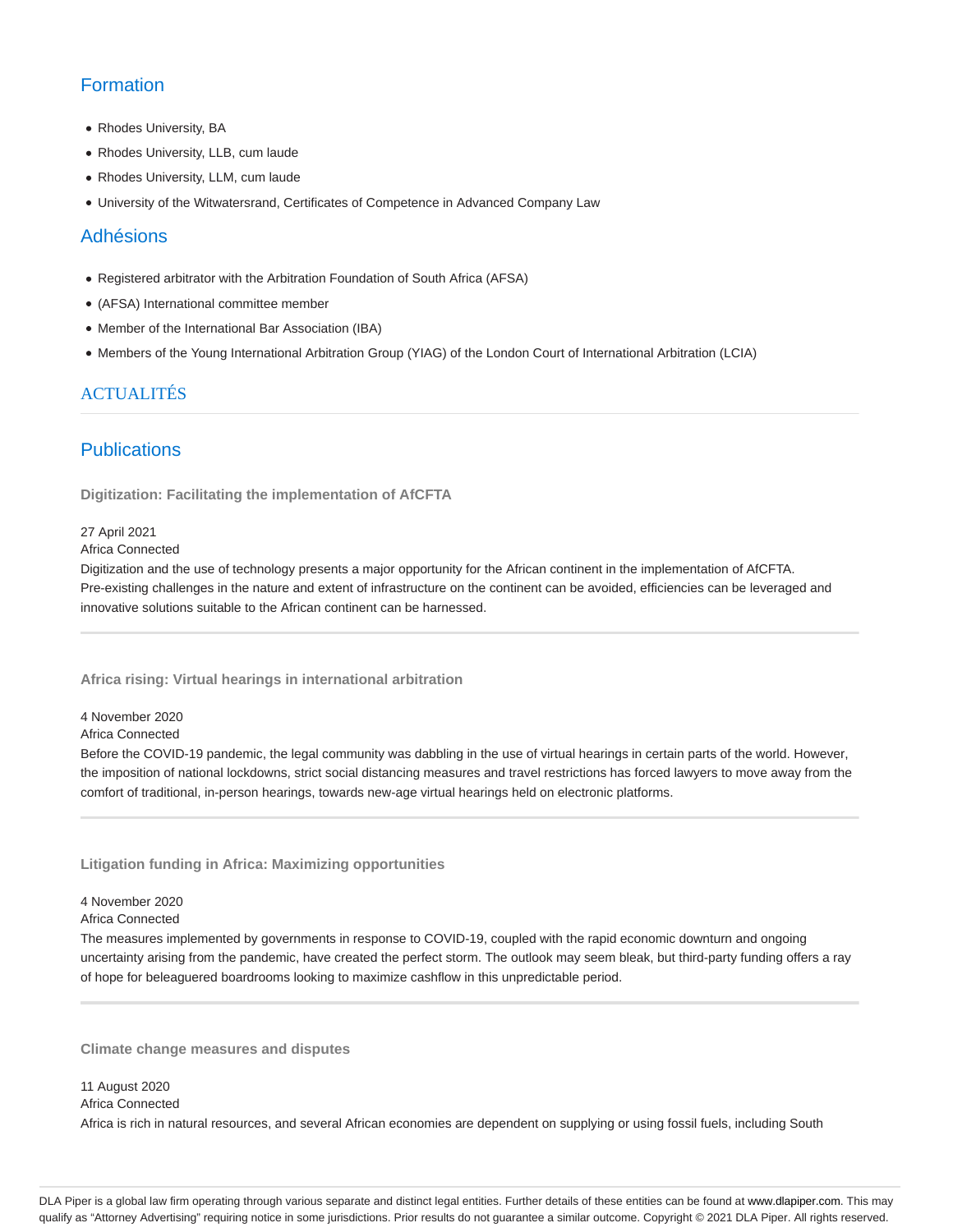## Formation

- Rhodes University, BA
- Rhodes University, LLB, cum laude
- Rhodes University, LLM, cum laude
- University of the Witwatersrand, Certificates of Competence in Advanced Company Law

## Adhésions

- Registered arbitrator with the Arbitration Foundation of South Africa (AFSA)
- (AFSA) International committee member
- Member of the International Bar Association (IBA)
- Members of the Young International Arbitration Group (YIAG) of the London Court of International Arbitration (LCIA)

## ACTUALITÉS

## Publications

### Digitization: Facilitating the implementation of AfCFTA

27 April 2021
Africa Connected
Digitization and the use of technology presents a major opportunity for the African continent in the implementation of AfCFTA. Pre-existing challenges in the nature and extent of infrastructure on the continent can be avoided, efficiencies can be leveraged and innovative solutions suitable to the African continent can be harnessed.

### Africa rising: Virtual hearings in international arbitration

4 November 2020
Africa Connected
Before the COVID-19 pandemic, the legal community was dabbling in the use of virtual hearings in certain parts of the world. However, the imposition of national lockdowns, strict social distancing measures and travel restrictions has forced lawyers to move away from the comfort of traditional, in-person hearings, towards new-age virtual hearings held on electronic platforms.

### Litigation funding in Africa: Maximizing opportunities

4 November 2020
Africa Connected
The measures implemented by governments in response to COVID-19, coupled with the rapid economic downturn and ongoing uncertainty arising from the pandemic, have created the perfect storm. The outlook may seem bleak, but third-party funding offers a ray of hope for beleaguered boardrooms looking to maximize cashflow in this unpredictable period.

### Climate change measures and disputes

11 August 2020
Africa Connected
Africa is rich in natural resources, and several African economies are dependent on supplying or using fossil fuels, including South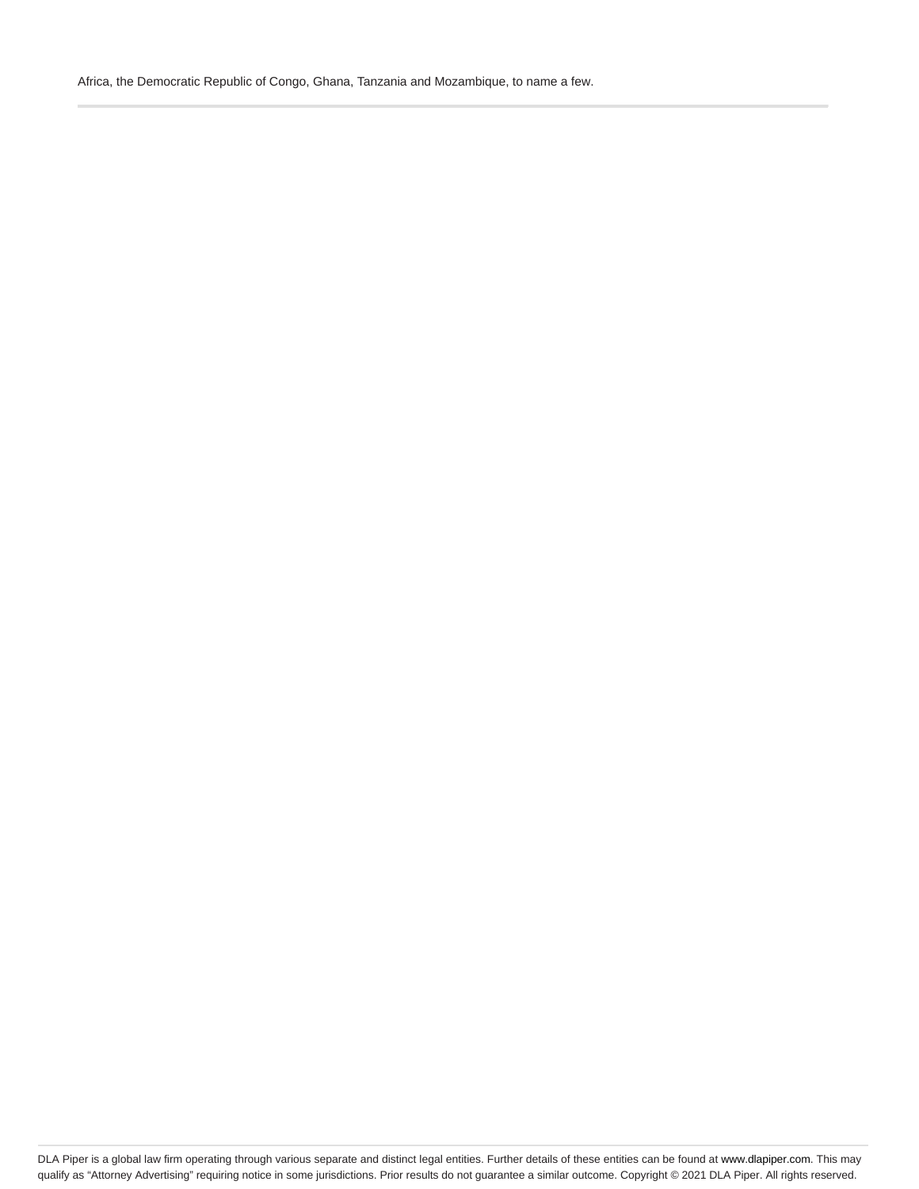Africa, the Democratic Republic of Congo, Ghana, Tanzania and Mozambique, to name a few.

---

DLA Piper is a global law firm operating through various separate and distinct legal entities. Further details of these entities can be found at www.dlapiper.com. This may qualify as "Attorney Advertising" requiring notice in some jurisdictions. Prior results do not guarantee a similar outcome. Copyright © 2021 DLA Piper. All rights reserved.